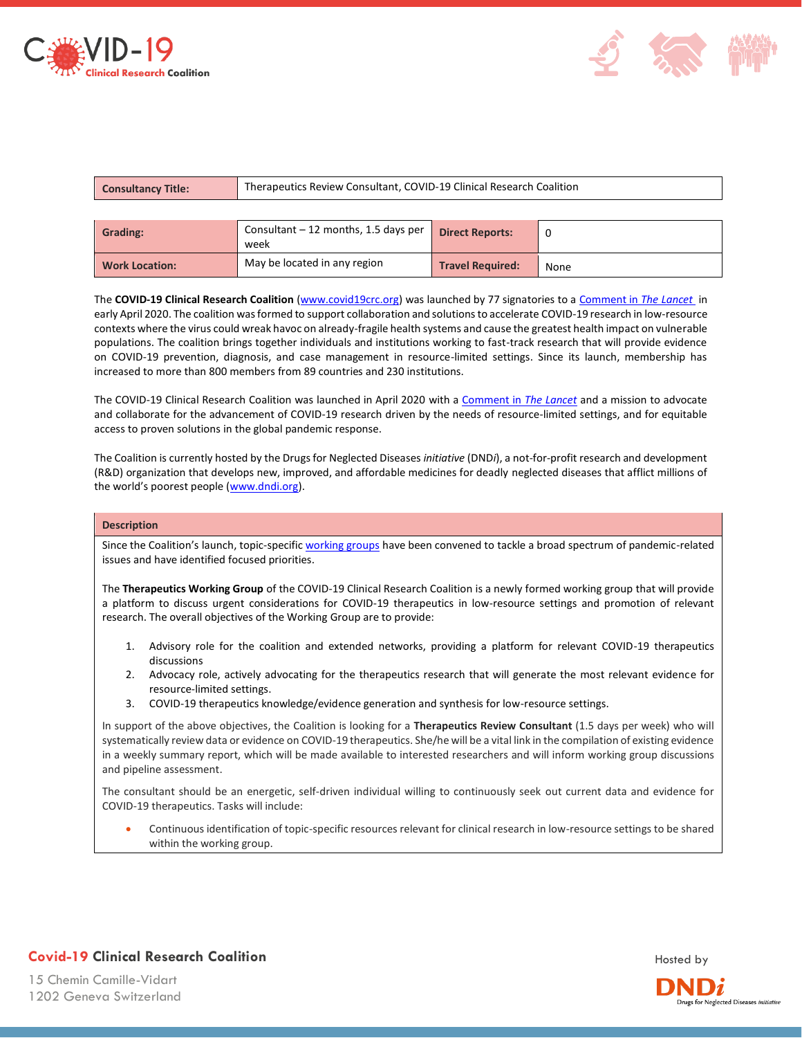| Consultancy Title: | Therapeutics Review Consultant, COVID-19 Clinical Research Coalition |
|---|---|

| Grading: | Consultant – 12 months, 1.5 days per week | Direct Reports: | 0 |
|---|---|---|---|
| Work Location: | May be located in any region | Travel Required: | None |

The **COVID-19 Clinical Research Coalition** (www.covid19crc.org) was launched by 77 signatories to a Comment in *The Lancet* in early April 2020. The coalition was formed to support collaboration and solutions to accelerate COVID-19 research in low-resource contexts where the virus could wreak havoc on already-fragile health systems and cause the greatest health impact on vulnerable populations. The coalition brings together individuals and institutions working to fast-track research that will provide evidence on COVID-19 prevention, diagnosis, and case management in resource-limited settings. Since its launch, membership has increased to more than 800 members from 89 countries and 230 institutions.

The COVID-19 Clinical Research Coalition was launched in April 2020 with a Comment in *The Lancet* and a mission to advocate and collaborate for the advancement of COVID-19 research driven by the needs of resource-limited settings, and for equitable access to proven solutions in the global pandemic response.

The Coalition is currently hosted by the Drugs for Neglected Diseases *initiative* (DND*i*), a not-for-profit research and development (R&D) organization that develops new, improved, and affordable medicines for deadly neglected diseases that afflict millions of the world's poorest people (www.dndi.org).

## Description

Since the Coalition's launch, topic-specific working groups have been convened to tackle a broad spectrum of pandemic-related issues and have identified focused priorities.

The **Therapeutics Working Group** of the COVID-19 Clinical Research Coalition is a newly formed working group that will provide a platform to discuss urgent considerations for COVID-19 therapeutics in low-resource settings and promotion of relevant research. The overall objectives of the Working Group are to provide:

1. Advisory role for the coalition and extended networks, providing a platform for relevant COVID-19 therapeutics discussions
2. Advocacy role, actively advocating for the therapeutics research that will generate the most relevant evidence for resource-limited settings.
3. COVID-19 therapeutics knowledge/evidence generation and synthesis for low-resource settings.

In support of the above objectives, the Coalition is looking for a **Therapeutics Review Consultant** (1.5 days per week) who will systematically review data or evidence on COVID-19 therapeutics. She/he will be a vital link in the compilation of existing evidence in a weekly summary report, which will be made available to interested researchers and will inform working group discussions and pipeline assessment.

The consultant should be an energetic, self-driven individual willing to continuously seek out current data and evidence for COVID-19 therapeutics. Tasks will include:

- Continuous identification of topic-specific resources relevant for clinical research in low-resource settings to be shared within the working group.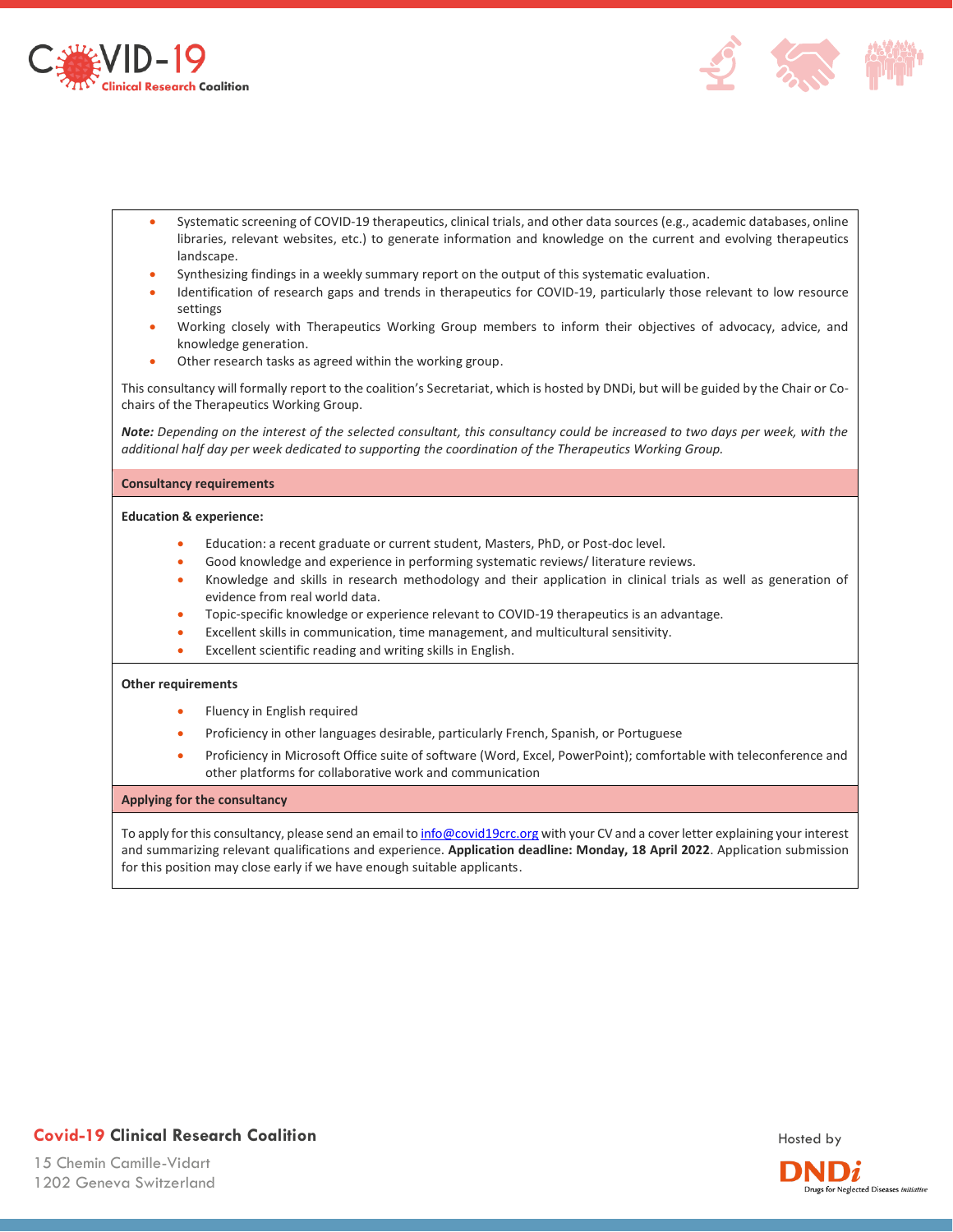- Systematic screening of COVID-19 therapeutics, clinical trials, and other data sources (e.g., academic databases, online libraries, relevant websites, etc.) to generate information and knowledge on the current and evolving therapeutics landscape.
- Synthesizing findings in a weekly summary report on the output of this systematic evaluation.
- Identification of research gaps and trends in therapeutics for COVID-19, particularly those relevant to low resource settings
- Working closely with Therapeutics Working Group members to inform their objectives of advocacy, advice, and knowledge generation.
- Other research tasks as agreed within the working group.

This consultancy will formally report to the coalition's Secretariat, which is hosted by DNDi, but will be guided by the Chair or Co-chairs of the Therapeutics Working Group.

***Note:*** *Depending on the interest of the selected consultant, this consultancy could be increased to two days per week, with the additional half day per week dedicated to supporting the coordination of the Therapeutics Working Group.*

## Consultancy requirements

**Education & experience:**

- Education: a recent graduate or current student, Masters, PhD, or Post-doc level.
- Good knowledge and experience in performing systematic reviews/ literature reviews.
- Knowledge and skills in research methodology and their application in clinical trials as well as generation of evidence from real world data.
- Topic-specific knowledge or experience relevant to COVID-19 therapeutics is an advantage.
- Excellent skills in communication, time management, and multicultural sensitivity.
- Excellent scientific reading and writing skills in English.

**Other requirements**

- Fluency in English required
- Proficiency in other languages desirable, particularly French, Spanish, or Portuguese
- Proficiency in Microsoft Office suite of software (Word, Excel, PowerPoint); comfortable with teleconference and other platforms for collaborative work and communication

## Applying for the consultancy

To apply for this consultancy, please send an email to info@covid19crc.org with your CV and a cover letter explaining your interest and summarizing relevant qualifications and experience. **Application deadline: Monday, 18 April 2022**. Application submission for this position may close early if we have enough suitable applicants.